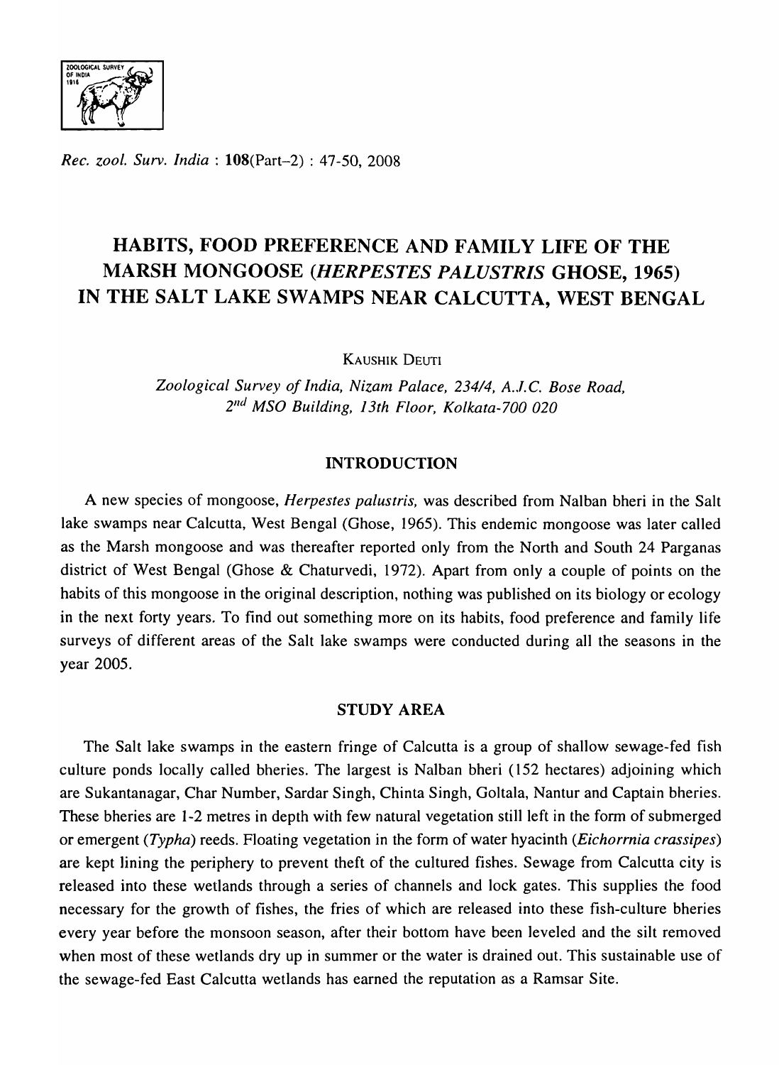*Rec. zool. Surv. India* : **108**(Part-2) : 47-50, 2008

# HABITS, FOOD PREFERENCE AND FAMILY LIFE OF THE MARSH MONGOOSE (*HERPESTES PALUSTRIS* GHOSE, 1965) IN THE SALT LAKE SWAMPS NEAR CALCUTTA, WEST BENGAL

KAUSHIK DEUTI

*Zoological Survey of India, Nizam Palace, 234/4, A.J.C. Bose Road, 2nd MSO Building, 13th Floor, Kolkata-700 020*

## INTRODUCTION

A new species of mongoose, *Herpestes palustris,* was described from Nalban bheri in the Salt lake swamps near Calcutta, West Bengal (Ghose, 1965). This endemic mongoose was later called as the Marsh mongoose and was thereafter reported only from the North and South 24 Parganas district of West Bengal (Ghose & Chaturvedi, 1972). Apart from only a couple of points on the habits of this mongoose in the original description, nothing was published on its biology or ecology in the next forty years. To find out something more on its habits, food preference and family life surveys of different areas of the Salt lake swamps were conducted during all the seasons in the year 2005.

## STUDY AREA

The Salt lake swamps in the eastern fringe of Calcutta is a group of shallow sewage-fed fish culture ponds locally called bheries. The largest is Nalban bheri (152 hectares) adjoining which are Sukantanagar, Char Number, Sardar Singh, Chinta Singh, Goltala, Nantur and Captain bheries. These bheries are 1-2 metres in depth with few natural vegetation still left in the form of submerged or emergent (*Typha*) reeds. Floating vegetation in the form of water hyacinth (*Eichorrnia crassipes*) are kept lining the periphery to prevent theft of the cultured fishes. Sewage from Calcutta city is released into these wetlands through a series of channels and lock gates. This supplies the food necessary for the growth of fishes, the fries of which are released into these fish-culture bheries every year before the monsoon season, after their bottom have been leveled and the silt removed when most of these wetlands dry up in summer or the water is drained out. This sustainable use of the sewage-fed East Calcutta wetlands has earned the reputation as a Ramsar Site.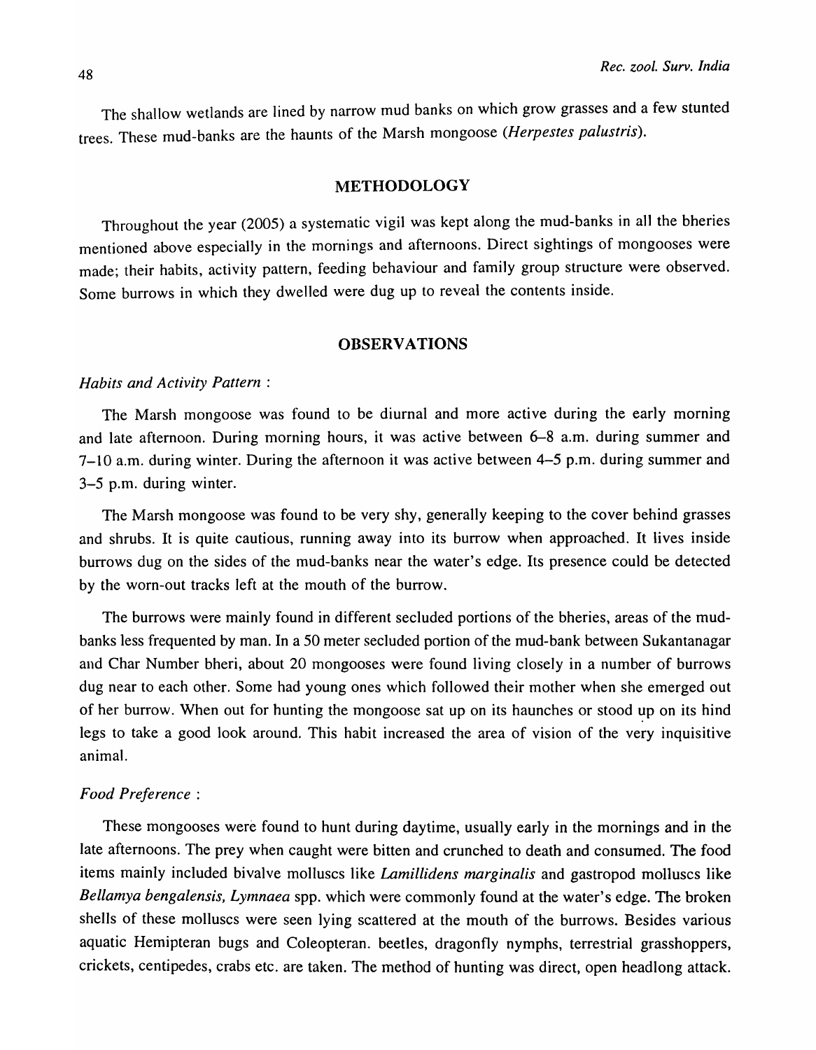The shallow wetlands are lined by narrow mud banks on which grow grasses and a few stunted trees. These mud-banks are the haunts of the Marsh mongoose (*Herpestes palustris*).

## METHODOLOGY

Throughout the year (2005) a systematic vigil was kept along the mud-banks in all the bheries mentioned above especially in the mornings and afternoons. Direct sightings of mongooses were made; their habits, activity pattern, feeding behaviour and family group structure were observed. Some burrows in which they dwelled were dug up to reveal the contents inside.

## OBSERVATIONS

### *Habits and Activity Pattern* :

The Marsh mongoose was found to be diurnal and more active during the early morning and late afternoon. During morning hours, it was active between 6–8 a.m. during summer and 7–10 a.m. during winter. During the afternoon it was active between 4–5 p.m. during summer and 3–5 p.m. during winter.

The Marsh mongoose was found to be very shy, generally keeping to the cover behind grasses and shrubs. It is quite cautious, running away into its burrow when approached. It lives inside burrows dug on the sides of the mud-banks near the water's edge. Its presence could be detected by the worn-out tracks left at the mouth of the burrow.

The burrows were mainly found in different secluded portions of the bheries, areas of the mud-banks less frequented by man. In a 50 meter secluded portion of the mud-bank between Sukantanagar and Char Number bheri, about 20 mongooses were found living closely in a number of burrows dug near to each other. Some had young ones which followed their mother when she emerged out of her burrow. When out for hunting the mongoose sat up on its haunches or stood up on its hind legs to take a good look around. This habit increased the area of vision of the very inquisitive animal.

### *Food Preference* :

These mongooses were found to hunt during daytime, usually early in the mornings and in the late afternoons. The prey when caught were bitten and crunched to death and consumed. The food items mainly included bivalve molluscs like *Lamillidens marginalis* and gastropod molluscs like *Bellamya bengalensis, Lymnaea* spp. which were commonly found at the water's edge. The broken shells of these molluscs were seen lying scattered at the mouth of the burrows. Besides various aquatic Hemipteran bugs and Coleopteran. beetles, dragonfly nymphs, terrestrial grasshoppers, crickets, centipedes, crabs etc. are taken. The method of hunting was direct, open headlong attack.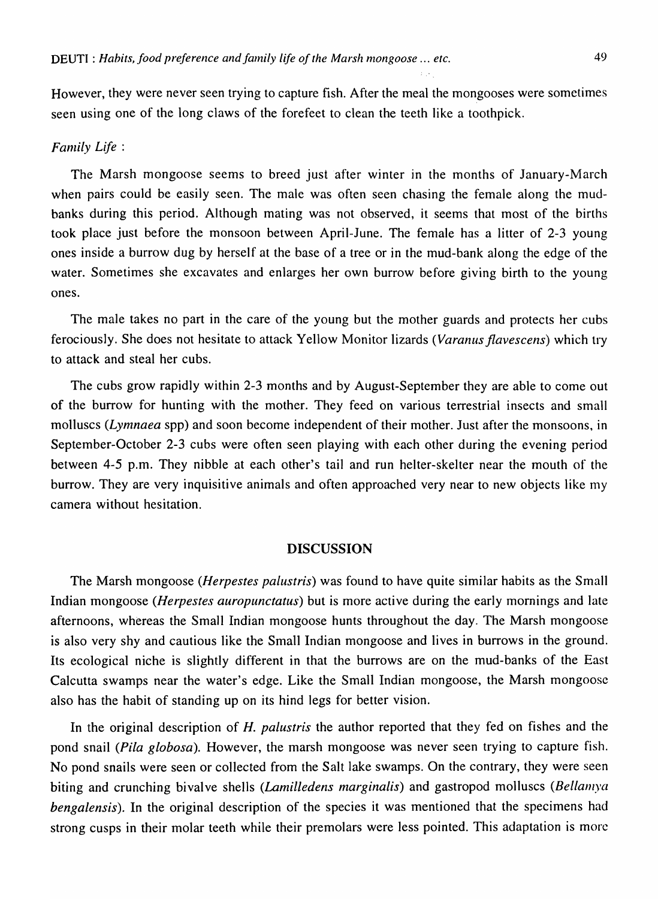However, they were never seen trying to capture fish. After the meal the mongooses were sometimes seen using one of the long claws of the forefeet to clean the teeth like a toothpick.

*Family Life* :

The Marsh mongoose seems to breed just after winter in the months of January-March when pairs could be easily seen. The male was often seen chasing the female along the mud-banks during this period. Although mating was not observed, it seems that most of the births took place just before the monsoon between April-June. The female has a litter of 2-3 young ones inside a burrow dug by herself at the base of a tree or in the mud-bank along the edge of the water. Sometimes she excavates and enlarges her own burrow before giving birth to the young ones.

The male takes no part in the care of the young but the mother guards and protects her cubs ferociously. She does not hesitate to attack Yellow Monitor lizards (*Varanus flavescens*) which try to attack and steal her cubs.

The cubs grow rapidly within 2-3 months and by August-September they are able to come out of the burrow for hunting with the mother. They feed on various terrestrial insects and small molluscs (*Lymnaea* spp) and soon become independent of their mother. Just after the monsoons, in September-October 2-3 cubs were often seen playing with each other during the evening period between 4-5 p.m. They nibble at each other's tail and run helter-skelter near the mouth of the burrow. They are very inquisitive animals and often approached very near to new objects like my camera without hesitation.

## DISCUSSION

The Marsh mongoose (*Herpestes palustris*) was found to have quite similar habits as the Small Indian mongoose (*Herpestes auropunctatus*) but is more active during the early mornings and late afternoons, whereas the Small Indian mongoose hunts throughout the day. The Marsh mongoose is also very shy and cautious like the Small Indian mongoose and lives in burrows in the ground. Its ecological niche is slightly different in that the burrows are on the mud-banks of the East Calcutta swamps near the water's edge. Like the Small Indian mongoose, the Marsh mongoose also has the habit of standing up on its hind legs for better vision.

In the original description of *H. palustris* the author reported that they fed on fishes and the pond snail (*Pila globosa*). However, the marsh mongoose was never seen trying to capture fish. No pond snails were seen or collected from the Salt lake swamps. On the contrary, they were seen biting and crunching bivalve shells (*Lamilledens marginalis*) and gastropod molluscs (*Bellamya bengalensis*). In the original description of the species it was mentioned that the specimens had strong cusps in their molar teeth while their premolars were less pointed. This adaptation is more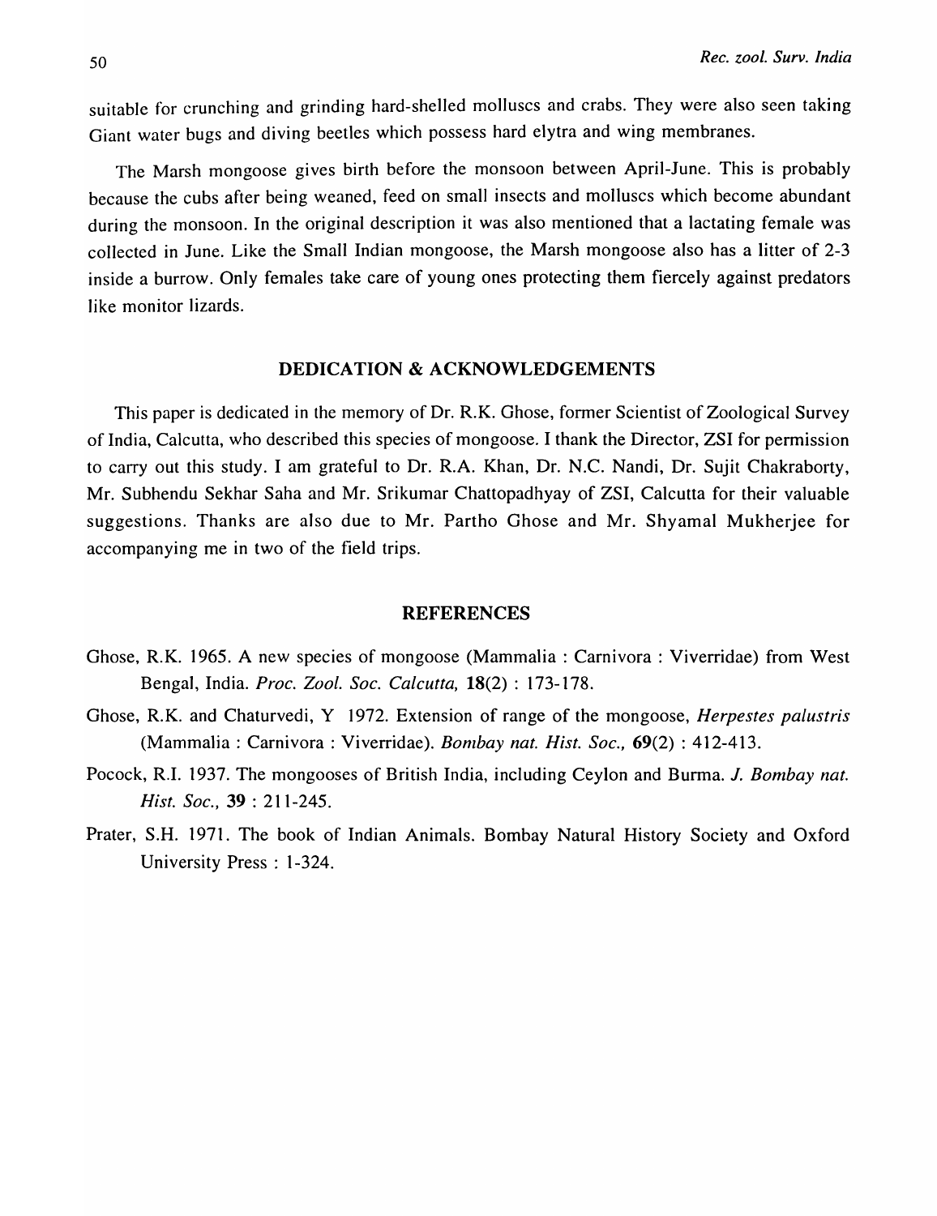suitable for crunching and grinding hard-shelled molluscs and crabs. They were also seen taking Giant water bugs and diving beetles which possess hard elytra and wing membranes.

The Marsh mongoose gives birth before the monsoon between April-June. This is probably because the cubs after being weaned, feed on small insects and molluscs which become abundant during the monsoon. In the original description it was also mentioned that a lactating female was collected in June. Like the Small Indian mongoose, the Marsh mongoose also has a litter of 2-3 inside a burrow. Only females take care of young ones protecting them fiercely against predators like monitor lizards.

## DEDICATION & ACKNOWLEDGEMENTS

This paper is dedicated in the memory of Dr. R.K. Ghose, former Scientist of Zoological Survey of India, Calcutta, who described this species of mongoose. I thank the Director, ZSI for permission to carry out this study. I am grateful to Dr. R.A. Khan, Dr. N.C. Nandi, Dr. Sujit Chakraborty, Mr. Subhendu Sekhar Saha and Mr. Srikumar Chattopadhyay of ZSI, Calcutta for their valuable suggestions. Thanks are also due to Mr. Partho Ghose and Mr. Shyamal Mukherjee for accompanying me in two of the field trips.

## REFERENCES

Ghose, R.K. 1965. A new species of mongoose (Mammalia : Carnivora : Viverridae) from West Bengal, India. *Proc. Zool. Soc. Calcutta,* **18**(2) : 173-178.

Ghose, R.K. and Chaturvedi, Y 1972. Extension of range of the mongoose, *Herpestes palustris* (Mammalia : Carnivora : Viverridae). *Bombay nat. Hist. Soc.,* **69**(2) : 412-413.

Pocock, R.I. 1937. The mongooses of British India, including Ceylon and Burma. *J. Bombay nat. Hist. Soc.,* **39** : 211-245.

Prater, S.H. 1971. The book of Indian Animals. Bombay Natural History Society and Oxford University Press : 1-324.